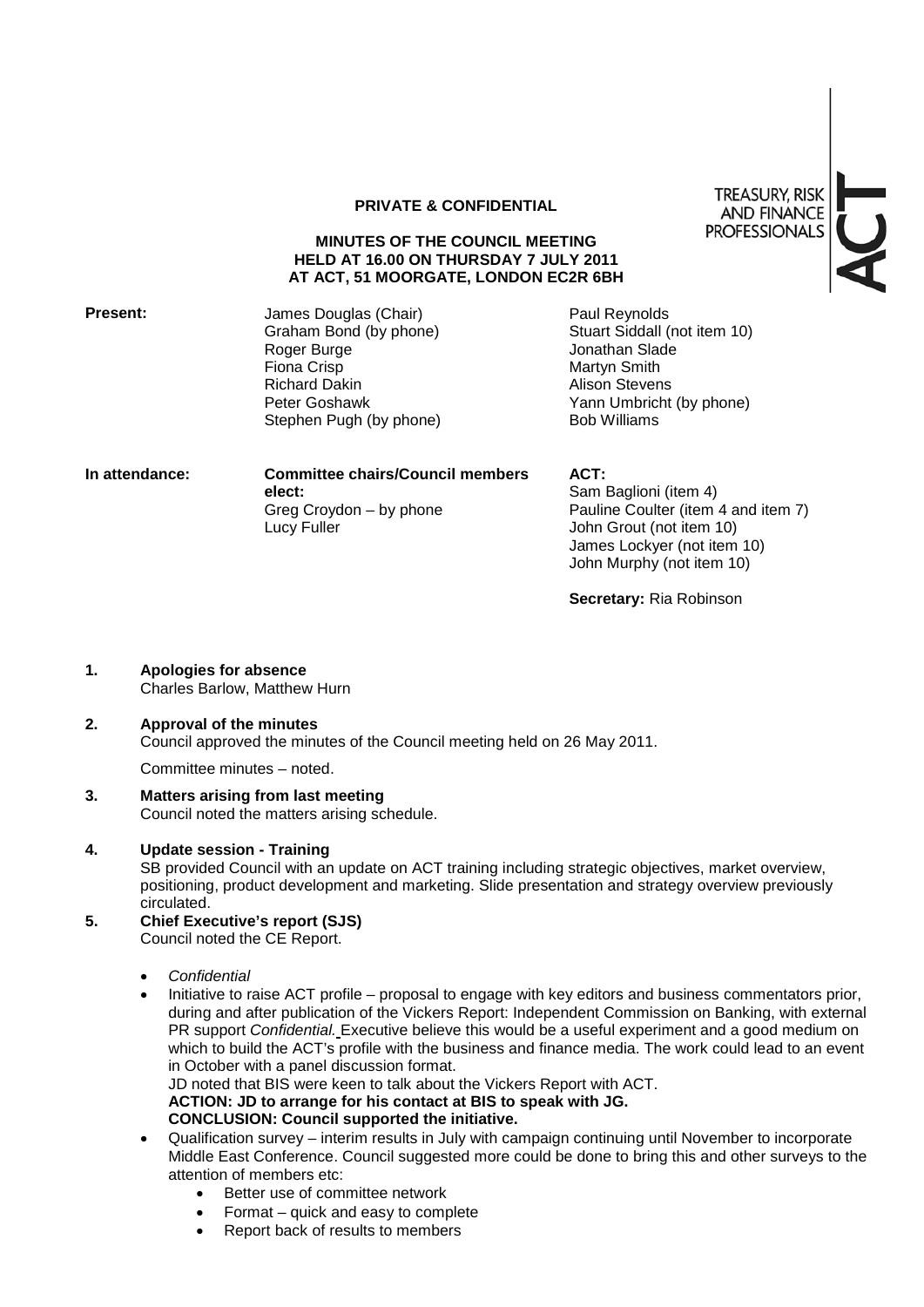**PRIVATE & CONFIDENTIAL**

TREASURY, RISK AND FINANCE PROFESSIONALS

ACT

**MINUTES OF THE COUNCIL MEETING HELD AT 16.00 ON THURSDAY 7 JULY 2011 AT ACT, 51 MOORGATE, LONDON EC2R 6BH**

**Present:**

James Douglas (Chair)
Graham Bond (by phone)
Roger Burge
Fiona Crisp
Richard Dakin
Peter Goshawk
Stephen Pugh (by phone)
Paul Reynolds
Stuart Siddall (not item 10)
Jonathan Slade
Martyn Smith
Alison Stevens
Yann Umbricht (by phone)
Bob Williams

**In attendance:**

**Committee chairs/Council members elect:**
Greg Croydon – by phone
Lucy Fuller

**ACT:**
Sam Baglioni (item 4)
Pauline Coulter (item 4 and item 7)
John Grout (not item 10)
James Lockyer (not item 10)
John Murphy (not item 10)

**Secretary:** Ria Robinson

**1. Apologies for absence**
Charles Barlow, Matthew Hurn

**2. Approval of the minutes**
Council approved the minutes of the Council meeting held on 26 May 2011.

Committee minutes – noted.

**3. Matters arising from last meeting**
Council noted the matters arising schedule.

**4. Update session - Training**
SB provided Council with an update on ACT training including strategic objectives, market overview, positioning, product development and marketing. Slide presentation and strategy overview previously circulated.

**5. Chief Executive's report (SJS)**
Council noted the CE Report.

- *Confidential*
- Initiative to raise ACT profile – proposal to engage with key editors and business commentators prior, during and after publication of the Vickers Report: Independent Commission on Banking, with external PR support *Confidential.* Executive believe this would be a useful experiment and a good medium on which to build the ACT's profile with the business and finance media. The work could lead to an event in October with a panel discussion format.
  JD noted that BIS were keen to talk about the Vickers Report with ACT.
  **ACTION: JD to arrange for his contact at BIS to speak with JG.**
  **CONCLUSION: Council supported the initiative.**
- Qualification survey – interim results in July with campaign continuing until November to incorporate Middle East Conference. Council suggested more could be done to bring this and other surveys to the attention of members etc:
  - Better use of committee network
  - Format – quick and easy to complete
  - Report back of results to members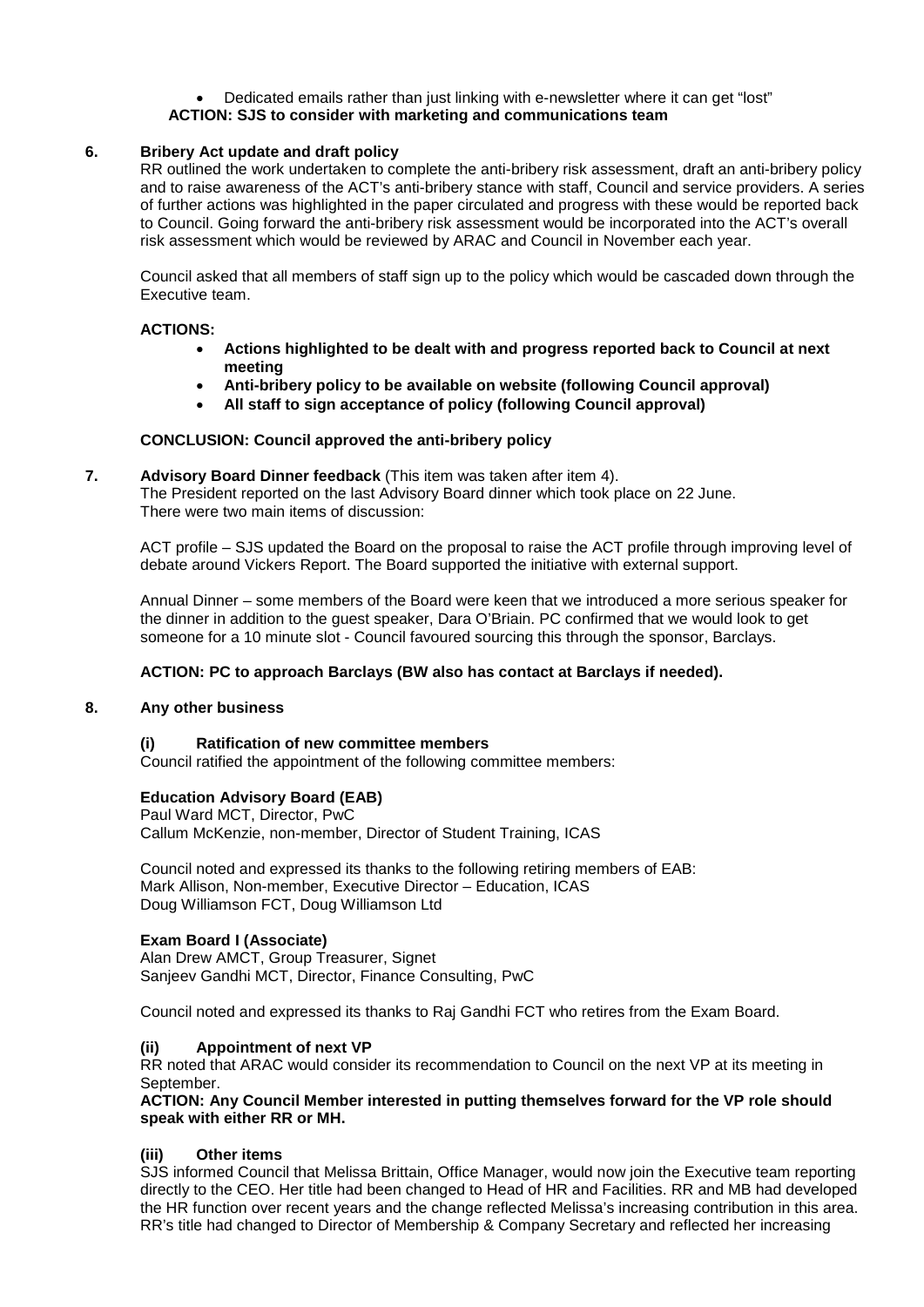- Dedicated emails rather than just linking with e-newsletter where it can get "lost"

**ACTION: SJS to consider with marketing and communications team**

## 6. Bribery Act update and draft policy

RR outlined the work undertaken to complete the anti-bribery risk assessment, draft an anti-bribery policy and to raise awareness of the ACT's anti-bribery stance with staff, Council and service providers. A series of further actions was highlighted in the paper circulated and progress with these would be reported back to Council. Going forward the anti-bribery risk assessment would be incorporated into the ACT's overall risk assessment which would be reviewed by ARAC and Council in November each year.

Council asked that all members of staff sign up to the policy which would be cascaded down through the Executive team.

**ACTIONS:**

- **Actions highlighted to be dealt with and progress reported back to Council at next meeting**
- **Anti-bribery policy to be available on website (following Council approval)**
- **All staff to sign acceptance of policy (following Council approval)**

**CONCLUSION: Council approved the anti-bribery policy**

## 7. Advisory Board Dinner feedback (This item was taken after item 4).

The President reported on the last Advisory Board dinner which took place on 22 June. There were two main items of discussion:

ACT profile – SJS updated the Board on the proposal to raise the ACT profile through improving level of debate around Vickers Report. The Board supported the initiative with external support.

Annual Dinner – some members of the Board were keen that we introduced a more serious speaker for the dinner in addition to the guest speaker, Dara O'Briain. PC confirmed that we would look to get someone for a 10 minute slot - Council favoured sourcing this through the sponsor, Barclays.

**ACTION: PC to approach Barclays (BW also has contact at Barclays if needed).**

## 8. Any other business

### (i) Ratification of new committee members

Council ratified the appointment of the following committee members:

**Education Advisory Board (EAB)**

Paul Ward MCT, Director, PwC
Callum McKenzie, non-member, Director of Student Training, ICAS

Council noted and expressed its thanks to the following retiring members of EAB:
Mark Allison, Non-member, Executive Director – Education, ICAS
Doug Williamson FCT, Doug Williamson Ltd

**Exam Board I (Associate)**

Alan Drew AMCT, Group Treasurer, Signet
Sanjeev Gandhi MCT, Director, Finance Consulting, PwC

Council noted and expressed its thanks to Raj Gandhi FCT who retires from the Exam Board.

### (ii) Appointment of next VP

RR noted that ARAC would consider its recommendation to Council on the next VP at its meeting in September.

**ACTION: Any Council Member interested in putting themselves forward for the VP role should speak with either RR or MH.**

### (iii) Other items

SJS informed Council that Melissa Brittain, Office Manager, would now join the Executive team reporting directly to the CEO. Her title had been changed to Head of HR and Facilities. RR and MB had developed the HR function over recent years and the change reflected Melissa's increasing contribution in this area. RR's title had changed to Director of Membership & Company Secretary and reflected her increasing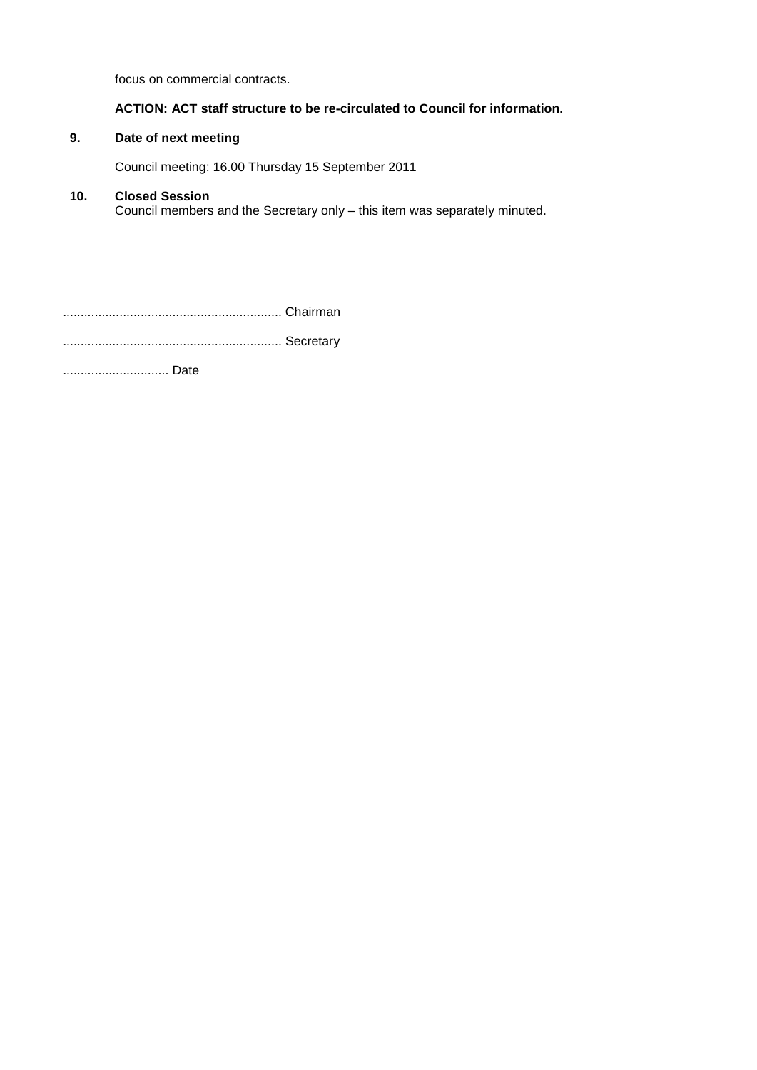focus on commercial contracts.

**ACTION: ACT staff structure to be re-circulated to Council for information.**

**9. Date of next meeting**

Council meeting: 16.00 Thursday 15 September 2011

**10. Closed Session**

Council members and the Secretary only – this item was separately minuted.

............................................................. Chairman

............................................................. Secretary

.............................. Date